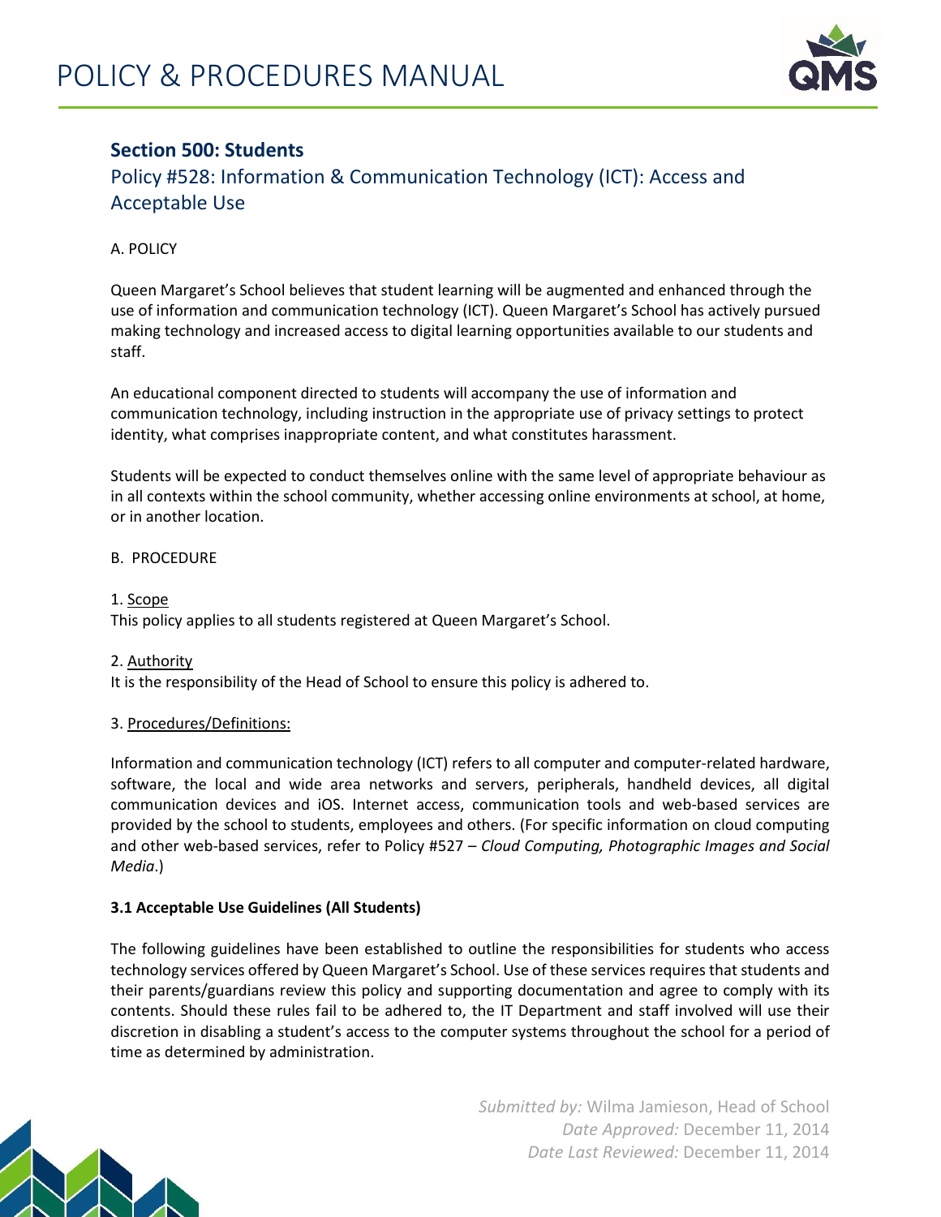# POLICY & PROCEDURES MANUAL

## Section 500: Students

### Policy #528: Information & Communication Technology (ICT): Access and Acceptable Use

A. POLICY

Queen Margaret's School believes that student learning will be augmented and enhanced through the use of information and communication technology (ICT). Queen Margaret's School has actively pursued making technology and increased access to digital learning opportunities available to our students and staff.

An educational component directed to students will accompany the use of information and communication technology, including instruction in the appropriate use of privacy settings to protect identity, what comprises inappropriate content, and what constitutes harassment.

Students will be expected to conduct themselves online with the same level of appropriate behaviour as in all contexts within the school community, whether accessing online environments at school, at home, or in another location.

B. PROCEDURE

1. Scope
This policy applies to all students registered at Queen Margaret's School.

2. Authority
It is the responsibility of the Head of School to ensure this policy is adhered to.

3. Procedures/Definitions:

Information and communication technology (ICT) refers to all computer and computer-related hardware, software, the local and wide area networks and servers, peripherals, handheld devices, all digital communication devices and iOS. Internet access, communication tools and web-based services are provided by the school to students, employees and others. (For specific information on cloud computing and other web-based services, refer to Policy #527 – *Cloud Computing, Photographic Images and Social Media*.)

**3.1 Acceptable Use Guidelines (All Students)**

The following guidelines have been established to outline the responsibilities for students who access technology services offered by Queen Margaret's School. Use of these services requires that students and their parents/guardians review this policy and supporting documentation and agree to comply with its contents. Should these rules fail to be adhered to, the IT Department and staff involved will use their discretion in disabling a student's access to the computer systems throughout the school for a period of time as determined by administration.

*Submitted by:* Wilma Jamieson, Head of School
*Date Approved:* December 11, 2014
*Date Last Reviewed:* December 11, 2014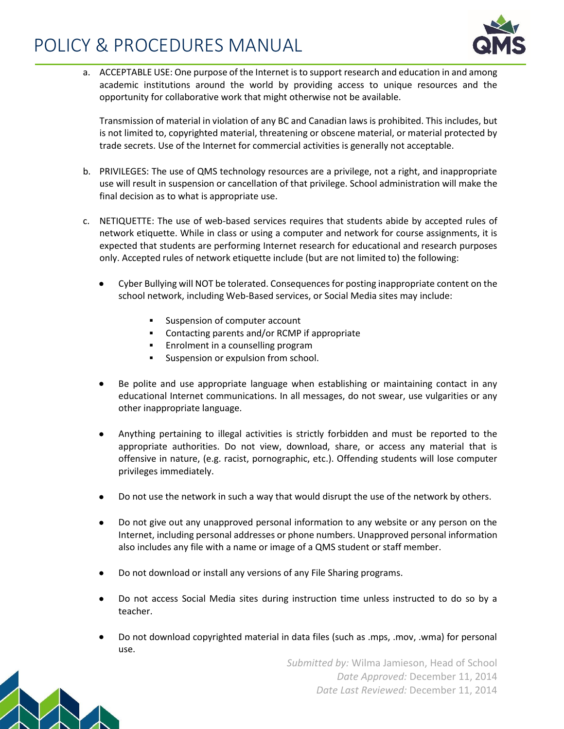a. ACCEPTABLE USE: One purpose of the Internet is to support research and education in and among academic institutions around the world by providing access to unique resources and the opportunity for collaborative work that might otherwise not be available.

   Transmission of material in violation of any BC and Canadian laws is prohibited. This includes, but is not limited to, copyrighted material, threatening or obscene material, or material protected by trade secrets. Use of the Internet for commercial activities is generally not acceptable.

b. PRIVILEGES: The use of QMS technology resources are a privilege, not a right, and inappropriate use will result in suspension or cancellation of that privilege. School administration will make the final decision as to what is appropriate use.

c. NETIQUETTE: The use of web-based services requires that students abide by accepted rules of network etiquette. While in class or using a computer and network for course assignments, it is expected that students are performing Internet research for educational and research purposes only. Accepted rules of network etiquette include (but are not limited to) the following:

   - Cyber Bullying will NOT be tolerated. Consequences for posting inappropriate content on the school network, including Web-Based services, or Social Media sites may include:
     - Suspension of computer account
     - Contacting parents and/or RCMP if appropriate
     - Enrolment in a counselling program
     - Suspension or expulsion from school.
   - Be polite and use appropriate language when establishing or maintaining contact in any educational Internet communications. In all messages, do not swear, use vulgarities or any other inappropriate language.
   - Anything pertaining to illegal activities is strictly forbidden and must be reported to the appropriate authorities. Do not view, download, share, or access any material that is offensive in nature, (e.g. racist, pornographic, etc.). Offending students will lose computer privileges immediately.
   - Do not use the network in such a way that would disrupt the use of the network by others.
   - Do not give out any unapproved personal information to any website or any person on the Internet, including personal addresses or phone numbers. Unapproved personal information also includes any file with a name or image of a QMS student or staff member.
   - Do not download or install any versions of any File Sharing programs.
   - Do not access Social Media sites during instruction time unless instructed to do so by a teacher.
   - Do not download copyrighted material in data files (such as .mps, .mov, .wma) for personal use.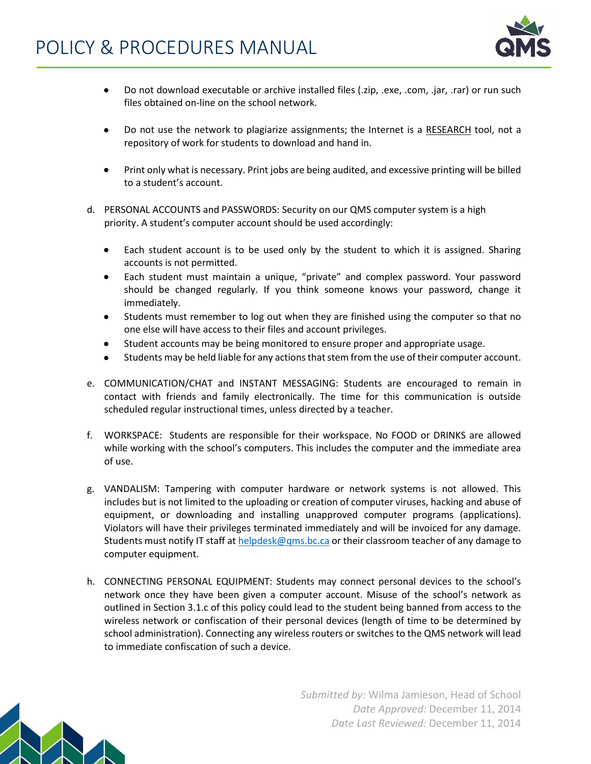- Do not download executable or archive installed files (.zip, .exe, .com, .jar, .rar) or run such files obtained on-line on the school network.

- Do not use the network to plagiarize assignments; the Internet is a RESEARCH tool, not a repository of work for students to download and hand in.

- Print only what is necessary. Print jobs are being audited, and excessive printing will be billed to a student's account.

d. PERSONAL ACCOUNTS and PASSWORDS: Security on our QMS computer system is a high priority. A student's computer account should be used accordingly:

   - Each student account is to be used only by the student to which it is assigned. Sharing accounts is not permitted.
   - Each student must maintain a unique, "private" and complex password. Your password should be changed regularly. If you think someone knows your password, change it immediately.
   - Students must remember to log out when they are finished using the computer so that no one else will have access to their files and account privileges.
   - Student accounts may be being monitored to ensure proper and appropriate usage.
   - Students may be held liable for any actions that stem from the use of their computer account.

e. COMMUNICATION/CHAT and INSTANT MESSAGING: Students are encouraged to remain in contact with friends and family electronically. The time for this communication is outside scheduled regular instructional times, unless directed by a teacher.

f. WORKSPACE: Students are responsible for their workspace. No FOOD or DRINKS are allowed while working with the school's computers. This includes the computer and the immediate area of use.

g. VANDALISM: Tampering with computer hardware or network systems is not allowed. This includes but is not limited to the uploading or creation of computer viruses, hacking and abuse of equipment, or downloading and installing unapproved computer programs (applications). Violators will have their privileges terminated immediately and will be invoiced for any damage. Students must notify IT staff at helpdesk@qms.bc.ca or their classroom teacher of any damage to computer equipment.

h. CONNECTING PERSONAL EQUIPMENT: Students may connect personal devices to the school's network once they have been given a computer account. Misuse of the school's network as outlined in Section 3.1.c of this policy could lead to the student being banned from access to the wireless network or confiscation of their personal devices (length of time to be determined by school administration). Connecting any wireless routers or switches to the QMS network will lead to immediate confiscation of such a device.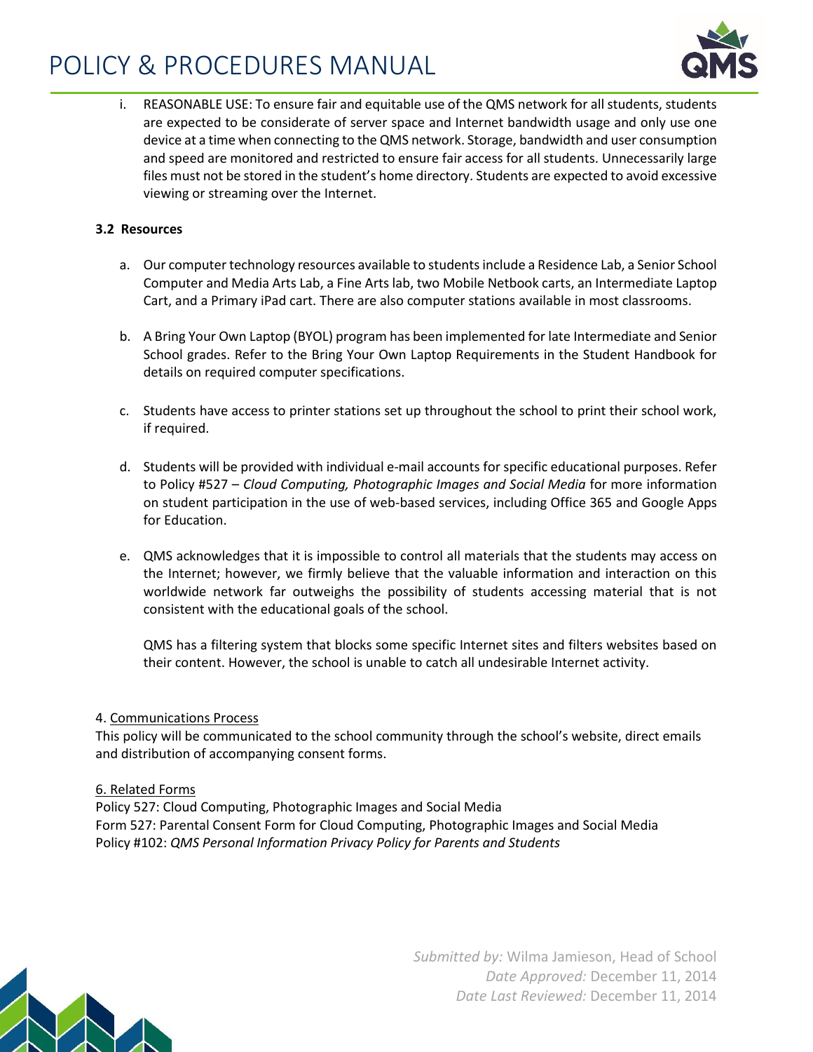i. REASONABLE USE: To ensure fair and equitable use of the QMS network for all students, students are expected to be considerate of server space and Internet bandwidth usage and only use one device at a time when connecting to the QMS network. Storage, bandwidth and user consumption and speed are monitored and restricted to ensure fair access for all students. Unnecessarily large files must not be stored in the student's home directory. Students are expected to avoid excessive viewing or streaming over the Internet.

**3.2 Resources**

a. Our computer technology resources available to students include a Residence Lab, a Senior School Computer and Media Arts Lab, a Fine Arts lab, two Mobile Netbook carts, an Intermediate Laptop Cart, and a Primary iPad cart. There are also computer stations available in most classrooms.

b. A Bring Your Own Laptop (BYOL) program has been implemented for late Intermediate and Senior School grades. Refer to the Bring Your Own Laptop Requirements in the Student Handbook for details on required computer specifications.

c. Students have access to printer stations set up throughout the school to print their school work, if required.

d. Students will be provided with individual e-mail accounts for specific educational purposes. Refer to Policy #527 – *Cloud Computing, Photographic Images and Social Media* for more information on student participation in the use of web-based services, including Office 365 and Google Apps for Education.

e. QMS acknowledges that it is impossible to control all materials that the students may access on the Internet; however, we firmly believe that the valuable information and interaction on this worldwide network far outweighs the possibility of students accessing material that is not consistent with the educational goals of the school.

   QMS has a filtering system that blocks some specific Internet sites and filters websites based on their content. However, the school is unable to catch all undesirable Internet activity.

4. <u>Communications Process</u>

This policy will be communicated to the school community through the school's website, direct emails and distribution of accompanying consent forms.

6. <u>Related Forms</u>

Policy 527: Cloud Computing, Photographic Images and Social Media
Form 527: Parental Consent Form for Cloud Computing, Photographic Images and Social Media
Policy #102: *QMS Personal Information Privacy Policy for Parents and Students*

*Submitted by:* Wilma Jamieson, Head of School
*Date Approved:* December 11, 2014
*Date Last Reviewed:* December 11, 2014